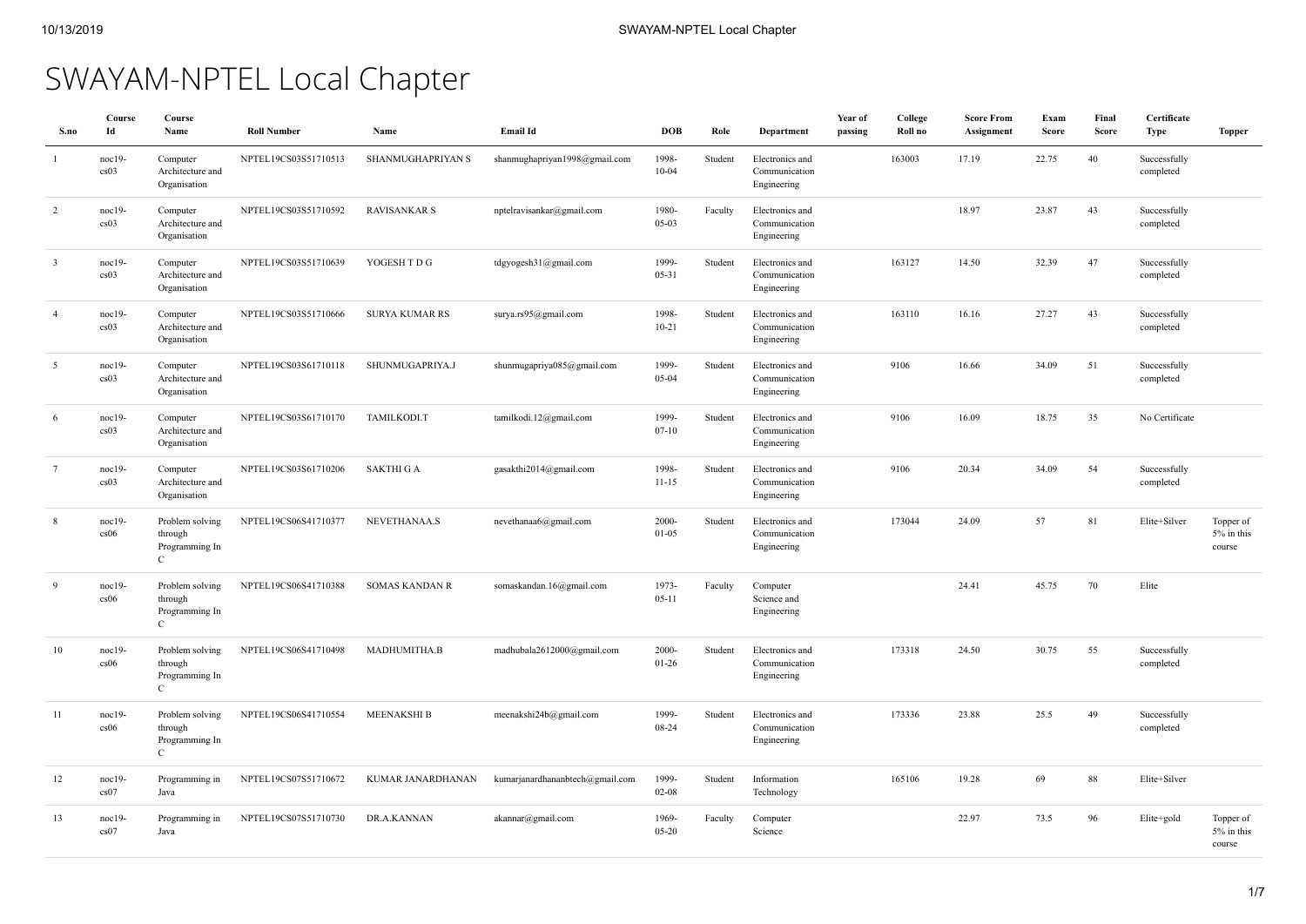# SWAYAM-NPTEL Local Chapter

| S.no | Course Id | Course Name | Roll Number | Name | Email Id | DOB | Role | Department | Year of passing | College Roll no | Score From Assignment | Exam Score | Final Score | Certificate Type | Topper |
|---|---|---|---|---|---|---|---|---|---|---|---|---|---|---|---|
| 1 | noc19-cs03 | Computer Architecture and Organisation | NPTEL19CS03S51710513 | SHANMUGHAPRIYAN S | shanmughapriyan1998@gmail.com | 1998-10-04 | Student | Electronics and Communication Engineering | | 163003 | 17.19 | 22.75 | 40 | Successfully completed | |
| 2 | noc19-cs03 | Computer Architecture and Organisation | NPTEL19CS03S51710592 | RAVISANKAR S | nptelravisankar@gmail.com | 1980-05-03 | Faculty | Electronics and Communication Engineering | | | 18.97 | 23.87 | 43 | Successfully completed | |
| 3 | noc19-cs03 | Computer Architecture and Organisation | NPTEL19CS03S51710639 | YOGESH T D G | tdgyogesh31@gmail.com | 1999-05-31 | Student | Electronics and Communication Engineering | | 163127 | 14.50 | 32.39 | 47 | Successfully completed | |
| 4 | noc19-cs03 | Computer Architecture and Organisation | NPTEL19CS03S51710666 | SURYA KUMAR RS | surya.rs95@gmail.com | 1998-10-21 | Student | Electronics and Communication Engineering | | 163110 | 16.16 | 27.27 | 43 | Successfully completed | |
| 5 | noc19-cs03 | Computer Architecture and Organisation | NPTEL19CS03S61710118 | SHUNMUGAPRIYA.J | shunmugapriya085@gmail.com | 1999-05-04 | Student | Electronics and Communication Engineering | | 9106 | 16.66 | 34.09 | 51 | Successfully completed | |
| 6 | noc19-cs03 | Computer Architecture and Organisation | NPTEL19CS03S61710170 | TAMILKODI.T | tamilkodi.12@gmail.com | 1999-07-10 | Student | Electronics and Communication Engineering | | 9106 | 16.09 | 18.75 | 35 | No Certificate | |
| 7 | noc19-cs03 | Computer Architecture and Organisation | NPTEL19CS03S61710206 | SAKTHI G A | gasakthi2014@gmail.com | 1998-11-15 | Student | Electronics and Communication Engineering | | 9106 | 20.34 | 34.09 | 54 | Successfully completed | |
| 8 | noc19-cs06 | Problem solving through Programming In C | NPTEL19CS06S41710377 | NEVETHANAA.S | nevethanaa6@gmail.com | 2000-01-05 | Student | Electronics and Communication Engineering | | 173044 | 24.09 | 57 | 81 | Elite+Silver | Topper of 5% in this course |
| 9 | noc19-cs06 | Problem solving through Programming In C | NPTEL19CS06S41710388 | SOMAS KANDAN R | somaskandan.16@gmail.com | 1973-05-11 | Faculty | Computer Science and Engineering | | | 24.41 | 45.75 | 70 | Elite | |
| 10 | noc19-cs06 | Problem solving through Programming In C | NPTEL19CS06S41710498 | MADHUMITHA.B | madhubala2612000@gmail.com | 2000-01-26 | Student | Electronics and Communication Engineering | | 173318 | 24.50 | 30.75 | 55 | Successfully completed | |
| 11 | noc19-cs06 | Problem solving through Programming In C | NPTEL19CS06S41710554 | MEENAKSHI B | meenakshi24b@gmail.com | 1999-08-24 | Student | Electronics and Communication Engineering | | 173336 | 23.88 | 25.5 | 49 | Successfully completed | |
| 12 | noc19-cs07 | Programming in Java | NPTEL19CS07S51710672 | KUMAR JANARDHANAN | kumarjanardhananbtech@gmail.com | 1999-02-08 | Student | Information Technology | | 165106 | 19.28 | 69 | 88 | Elite+Silver | |
| 13 | noc19-cs07 | Programming in Java | NPTEL19CS07S51710730 | DR.A.KANNAN | akannar@gmail.com | 1969-05-20 | Faculty | Computer Science | | | 22.97 | 73.5 | 96 | Elite+gold | Topper of 5% in this course |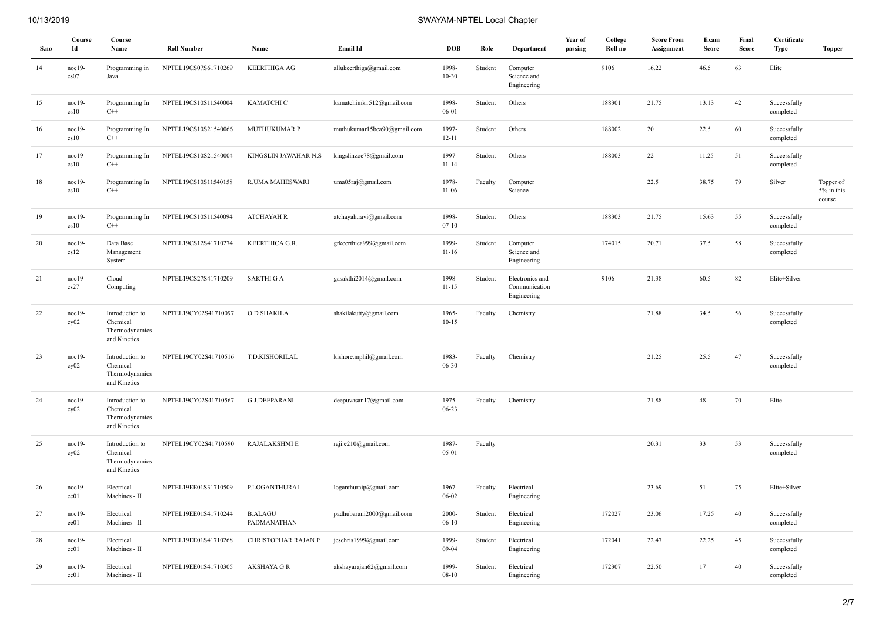| S.no | Course Id | Course Name | Roll Number | Name | Email Id | DOB | Role | Department | Year of passing | College Roll no | Score From Assignment | Exam Score | Final Score | Certificate Type | Topper |
|---|---|---|---|---|---|---|---|---|---|---|---|---|---|---|---|
| 14 | noc19-cs07 | Programming in Java | NPTEL19CS07S61710269 | KEERTHIGA AG | allukeerthiga@gmail.com | 1998-10-30 | Student | Computer Science and Engineering | | 9106 | 16.22 | 46.5 | 63 | Elite | |
| 15 | noc19-cs10 | Programming In C++ | NPTEL19CS10S11540004 | KAMATCHI C | kamatchimk1512@gmail.com | 1998-06-01 | Student | Others | | 188301 | 21.75 | 13.13 | 42 | Successfully completed | |
| 16 | noc19-cs10 | Programming In C++ | NPTEL19CS10S21540066 | MUTHUKUMAR P | muthukumar15bca90@gmail.com | 1997-12-11 | Student | Others | | 188002 | 20 | 22.5 | 60 | Successfully completed | |
| 17 | noc19-cs10 | Programming In C++ | NPTEL19CS10S21540004 | KINGSLIN JAWAHAR N.S | kingslinzoe78@gmail.com | 1997-11-14 | Student | Others | | 188003 | 22 | 11.25 | 51 | Successfully completed | |
| 18 | noc19-cs10 | Programming In C++ | NPTEL19CS10S11540158 | R.UMA MAHESWARI | uma05raj@gmail.com | 1978-11-06 | Faculty | Computer Science | | | 22.5 | 38.75 | 79 | Silver | Topper of 5% in this course |
| 19 | noc19-cs10 | Programming In C++ | NPTEL19CS10S11540094 | ATCHAYAH R | atchayah.ravi@gmail.com | 1998-07-10 | Student | Others | | 188303 | 21.75 | 15.63 | 55 | Successfully completed | |
| 20 | noc19-cs12 | Data Base Management System | NPTEL19CS12S41710274 | KEERTHICA G.R. | grkeerthica999@gmail.com | 1999-11-16 | Student | Computer Science and Engineering | | 174015 | 20.71 | 37.5 | 58 | Successfully completed | |
| 21 | noc19-cs27 | Cloud Computing | NPTEL19CS27S41710209 | SAKTHI G A | gasakthi2014@gmail.com | 1998-11-15 | Student | Electronics and Communication Engineering | | 9106 | 21.38 | 60.5 | 82 | Elite+Silver | |
| 22 | noc19-cy02 | Introduction to Chemical Thermodynamics and Kinetics | NPTEL19CY02S41710097 | O D SHAKILA | shakilakutty@gmail.com | 1965-10-15 | Faculty | Chemistry | | | 21.88 | 34.5 | 56 | Successfully completed | |
| 23 | noc19-cy02 | Introduction to Chemical Thermodynamics and Kinetics | NPTEL19CY02S41710516 | T.D.KISHORILAL | kishore.mphil@gmail.com | 1983-06-30 | Faculty | Chemistry | | | 21.25 | 25.5 | 47 | Successfully completed | |
| 24 | noc19-cy02 | Introduction to Chemical Thermodynamics and Kinetics | NPTEL19CY02S41710567 | G.J.DEEPARANI | deepuvasan17@gmail.com | 1975-06-23 | Faculty | Chemistry | | | 21.88 | 48 | 70 | Elite | |
| 25 | noc19-cy02 | Introduction to Chemical Thermodynamics and Kinetics | NPTEL19CY02S41710590 | RAJALAKSHMI E | raji.e210@gmail.com | 1987-05-01 | Faculty | | | | 20.31 | 33 | 53 | Successfully completed | |
| 26 | noc19-ee01 | Electrical Machines - II | NPTEL19EE01S31710509 | P.LOGANTHURAI | loganthuraip@gmail.com | 1967-06-02 | Faculty | Electrical Engineering | | | 23.69 | 51 | 75 | Elite+Silver | |
| 27 | noc19-ee01 | Electrical Machines - II | NPTEL19EE01S41710244 | B.ALAGU PADMANATHAN | padhubarani2000@gmail.com | 2000-06-10 | Student | Electrical Engineering | | 172027 | 23.06 | 17.25 | 40 | Successfully completed | |
| 28 | noc19-ee01 | Electrical Machines - II | NPTEL19EE01S41710268 | CHRISTOPHAR RAJAN P | jeschris1999@gmail.com | 1999-09-04 | Student | Electrical Engineering | | 172041 | 22.47 | 22.25 | 45 | Successfully completed | |
| 29 | noc19-ee01 | Electrical Machines - II | NPTEL19EE01S41710305 | AKSHAYA G R | akshayarajan62@gmail.com | 1999-08-10 | Student | Electrical Engineering | | 172307 | 22.50 | 17 | 40 | Successfully completed | |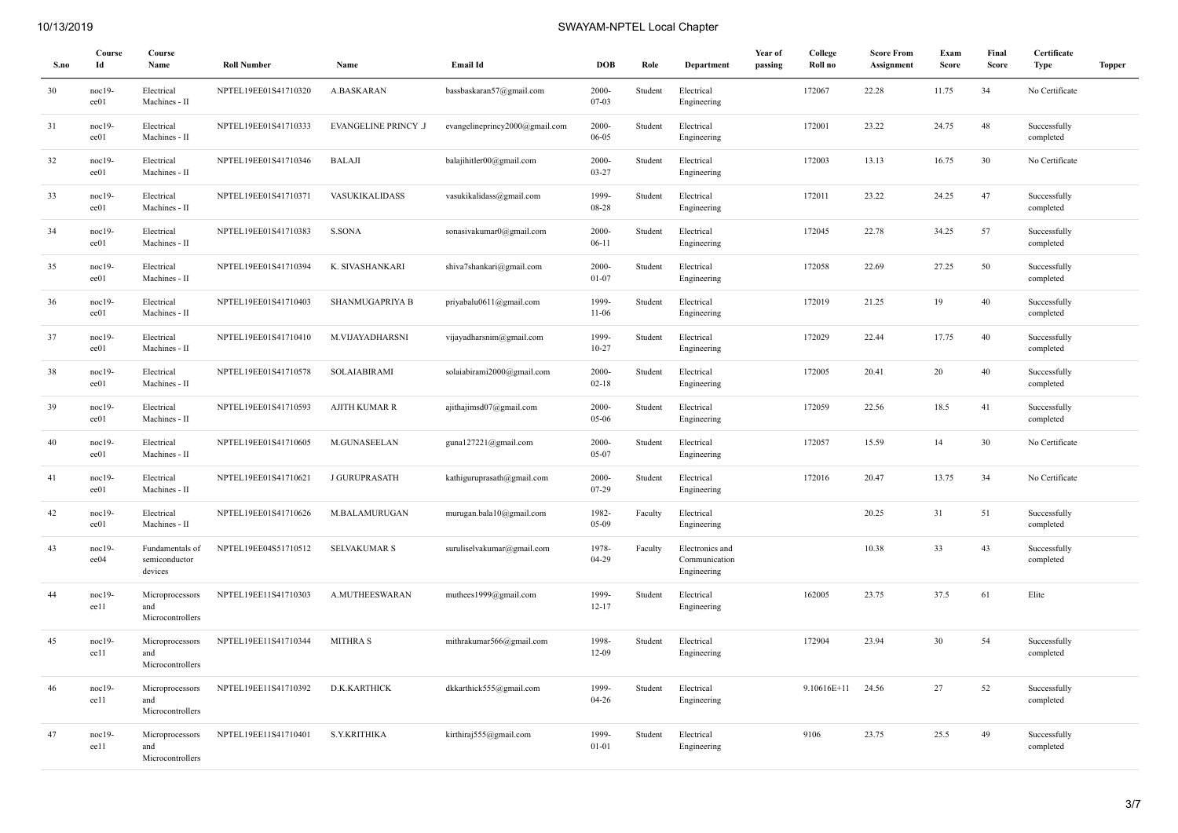| S.no | Course Id | Course Name | Roll Number | Name | Email Id | DOB | Role | Department | Year of passing | College Roll no | Score From Assignment | Exam Score | Final Score | Certificate Type | Topper |
|---|---|---|---|---|---|---|---|---|---|---|---|---|---|---|---|
| 30 | noc19-ee01 | Electrical Machines - II | NPTEL19EE01S41710320 | A.BASKARAN | bassbaskaran57@gmail.com | 2000-07-03 | Student | Electrical Engineering | | 172067 | 22.28 | 11.75 | 34 | No Certificate | |
| 31 | noc19-ee01 | Electrical Machines - II | NPTEL19EE01S41710333 | EVANGELINE PRINCY .J | evangelineprincy2000@gmail.com | 2000-06-05 | Student | Electrical Engineering | | 172001 | 23.22 | 24.75 | 48 | Successfully completed | |
| 32 | noc19-ee01 | Electrical Machines - II | NPTEL19EE01S41710346 | BALAJI | balajihitler00@gmail.com | 2000-03-27 | Student | Electrical Engineering | | 172003 | 13.13 | 16.75 | 30 | No Certificate | |
| 33 | noc19-ee01 | Electrical Machines - II | NPTEL19EE01S41710371 | VASUKIKALIDASS | vasukikalidass@gmail.com | 1999-08-28 | Student | Electrical Engineering | | 172011 | 23.22 | 24.25 | 47 | Successfully completed | |
| 34 | noc19-ee01 | Electrical Machines - II | NPTEL19EE01S41710383 | S.SONA | sonasivakumar0@gmail.com | 2000-06-11 | Student | Electrical Engineering | | 172045 | 22.78 | 34.25 | 57 | Successfully completed | |
| 35 | noc19-ee01 | Electrical Machines - II | NPTEL19EE01S41710394 | K. SIVASHANKARI | shiva7shankari@gmail.com | 2000-01-07 | Student | Electrical Engineering | | 172058 | 22.69 | 27.25 | 50 | Successfully completed | |
| 36 | noc19-ee01 | Electrical Machines - II | NPTEL19EE01S41710403 | SHANMUGAPRIYA B | priyabalu0611@gmail.com | 1999-11-06 | Student | Electrical Engineering | | 172019 | 21.25 | 19 | 40 | Successfully completed | |
| 37 | noc19-ee01 | Electrical Machines - II | NPTEL19EE01S41710410 | M.VIJAYADHARSNI | vijayadharsnim@gmail.com | 1999-10-27 | Student | Electrical Engineering | | 172029 | 22.44 | 17.75 | 40 | Successfully completed | |
| 38 | noc19-ee01 | Electrical Machines - II | NPTEL19EE01S41710578 | SOLAIABIRAMI | solaiabirami2000@gmail.com | 2000-02-18 | Student | Electrical Engineering | | 172005 | 20.41 | 20 | 40 | Successfully completed | |
| 39 | noc19-ee01 | Electrical Machines - II | NPTEL19EE01S41710593 | AJITH KUMAR R | ajithajimsd07@gmail.com | 2000-05-06 | Student | Electrical Engineering | | 172059 | 22.56 | 18.5 | 41 | Successfully completed | |
| 40 | noc19-ee01 | Electrical Machines - II | NPTEL19EE01S41710605 | M.GUNASEELAN | guna127221@gmail.com | 2000-05-07 | Student | Electrical Engineering | | 172057 | 15.59 | 14 | 30 | No Certificate | |
| 41 | noc19-ee01 | Electrical Machines - II | NPTEL19EE01S41710621 | J GURUPRASATH | kathiguruprasath@gmail.com | 2000-07-29 | Student | Electrical Engineering | | 172016 | 20.47 | 13.75 | 34 | No Certificate | |
| 42 | noc19-ee01 | Electrical Machines - II | NPTEL19EE01S41710626 | M.BALAMURUGAN | murugan.bala10@gmail.com | 1982-05-09 | Faculty | Electrical Engineering | | | 20.25 | 31 | 51 | Successfully completed | |
| 43 | noc19-ee04 | Fundamentals of semiconductor devices | NPTEL19EE04S51710512 | SELVAKUMAR S | suruliselvakumar@gmail.com | 1978-04-29 | Faculty | Electronics and Communication Engineering | | | 10.38 | 33 | 43 | Successfully completed | |
| 44 | noc19-ee11 | Microprocessors and Microcontrollers | NPTEL19EE11S41710303 | A.MUTHEESWARAN | muthees1999@gmail.com | 1999-12-17 | Student | Electrical Engineering | | 162005 | 23.75 | 37.5 | 61 | Elite | |
| 45 | noc19-ee11 | Microprocessors and Microcontrollers | NPTEL19EE11S41710344 | MITHRA S | mithrakumar566@gmail.com | 1998-12-09 | Student | Electrical Engineering | | 172904 | 23.94 | 30 | 54 | Successfully completed | |
| 46 | noc19-ee11 | Microprocessors and Microcontrollers | NPTEL19EE11S41710392 | D.K.KARTHICK | dkkarthick555@gmail.com | 1999-04-26 | Student | Electrical Engineering | | 9.10616E+11 | 24.56 | 27 | 52 | Successfully completed | |
| 47 | noc19-ee11 | Microprocessors and Microcontrollers | NPTEL19EE11S41710401 | S.Y.KRITHIKA | kirthiraj555@gmail.com | 1999-01-01 | Student | Electrical Engineering | | 9106 | 23.75 | 25.5 | 49 | Successfully completed | |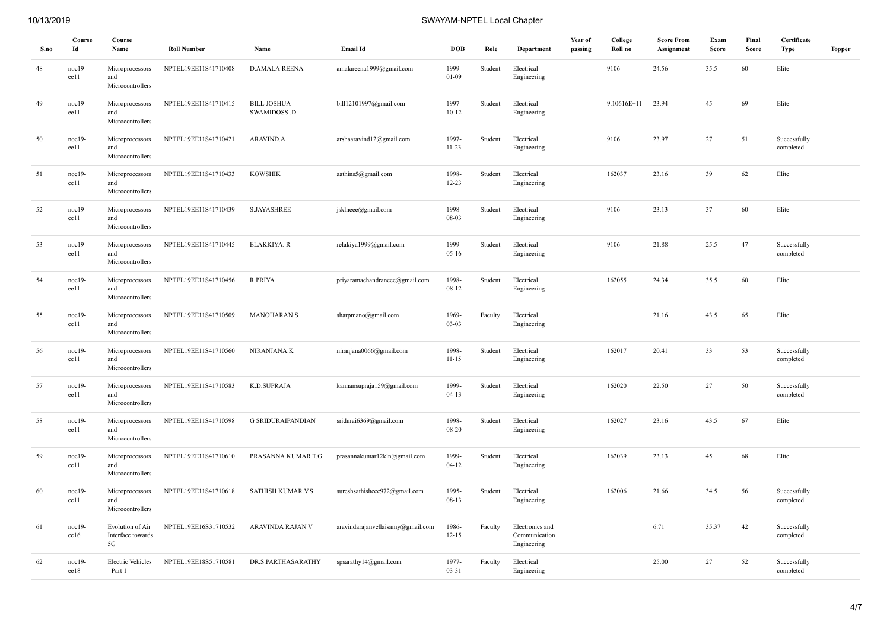| S.no | Course Id | Course Name | Roll Number | Name | Email Id | DOB | Role | Department | Year of passing | College Roll no | Score From Assignment | Exam Score | Final Score | Certificate Type | Topper |
|---|---|---|---|---|---|---|---|---|---|---|---|---|---|---|---|
| 48 | noc19-ee11 | Microprocessors and Microcontrollers | NPTEL19EE11S41710408 | D.AMALA REENA | amalareena1999@gmail.com | 1999-01-09 | Student | Electrical Engineering | | 9106 | 24.56 | 35.5 | 60 | Elite | |
| 49 | noc19-ee11 | Microprocessors and Microcontrollers | NPTEL19EE11S41710415 | BILL JOSHUA SWAMIDOSS .D | bill12101997@gmail.com | 1997-10-12 | Student | Electrical Engineering | | 9.10616E+11 | 23.94 | 45 | 69 | Elite | |
| 50 | noc19-ee11 | Microprocessors and Microcontrollers | NPTEL19EE11S41710421 | ARAVIND.A | arshaaravind12@gmail.com | 1997-11-23 | Student | Electrical Engineering | | 9106 | 23.97 | 27 | 51 | Successfully completed | |
| 51 | noc19-ee11 | Microprocessors and Microcontrollers | NPTEL19EE11S41710433 | KOWSHIK | aathins5@gmail.com | 1998-12-23 | Student | Electrical Engineering | | 162037 | 23.16 | 39 | 62 | Elite | |
| 52 | noc19-ee11 | Microprocessors and Microcontrollers | NPTEL19EE11S41710439 | S.JAYASHREE | jsklneee@gmail.com | 1998-08-03 | Student | Electrical Engineering | | 9106 | 23.13 | 37 | 60 | Elite | |
| 53 | noc19-ee11 | Microprocessors and Microcontrollers | NPTEL19EE11S41710445 | ELAKKIYA. R | relakiya1999@gmail.com | 1999-05-16 | Student | Electrical Engineering | | 9106 | 21.88 | 25.5 | 47 | Successfully completed | |
| 54 | noc19-ee11 | Microprocessors and Microcontrollers | NPTEL19EE11S41710456 | R.PRIYA | priyaramachandraneee@gmail.com | 1998-08-12 | Student | Electrical Engineering | | 162055 | 24.34 | 35.5 | 60 | Elite | |
| 55 | noc19-ee11 | Microprocessors and Microcontrollers | NPTEL19EE11S41710509 | MANOHARAN S | sharpmano@gmail.com | 1969-03-03 | Faculty | Electrical Engineering | | | 21.16 | 43.5 | 65 | Elite | |
| 56 | noc19-ee11 | Microprocessors and Microcontrollers | NPTEL19EE11S41710560 | NIRANJANA.K | niranjana0066@gmail.com | 1998-11-15 | Student | Electrical Engineering | | 162017 | 20.41 | 33 | 53 | Successfully completed | |
| 57 | noc19-ee11 | Microprocessors and Microcontrollers | NPTEL19EE11S41710583 | K.D.SUPRAJA | kannansupraja159@gmail.com | 1999-04-13 | Student | Electrical Engineering | | 162020 | 22.50 | 27 | 50 | Successfully completed | |
| 58 | noc19-ee11 | Microprocessors and Microcontrollers | NPTEL19EE11S41710598 | G SRIDURAIPANDIAN | sridurai6369@gmail.com | 1998-08-20 | Student | Electrical Engineering | | 162027 | 23.16 | 43.5 | 67 | Elite | |
| 59 | noc19-ee11 | Microprocessors and Microcontrollers | NPTEL19EE11S41710610 | PRASANNA KUMAR T.G | prasannakumar12kln@gmail.com | 1999-04-12 | Student | Electrical Engineering | | 162039 | 23.13 | 45 | 68 | Elite | |
| 60 | noc19-ee11 | Microprocessors and Microcontrollers | NPTEL19EE11S41710618 | SATHISH KUMAR V.S | sureshsathisheee972@gmail.com | 1995-08-13 | Student | Electrical Engineering | | 162006 | 21.66 | 34.5 | 56 | Successfully completed | |
| 61 | noc19-ee16 | Evolution of Air Interface towards 5G | NPTEL19EE16S31710532 | ARAVINDA RAJAN V | aravindarajanvellaisamy@gmail.com | 1986-12-15 | Faculty | Electronics and Communication Engineering | | | 6.71 | 35.37 | 42 | Successfully completed | |
| 62 | noc19-ee18 | Electric Vehicles - Part 1 | NPTEL19EE18S51710581 | DR.S.PARTHASARATHY | spsarathy14@gmail.com | 1977-03-31 | Faculty | Electrical Engineering | | | 25.00 | 27 | 52 | Successfully completed | |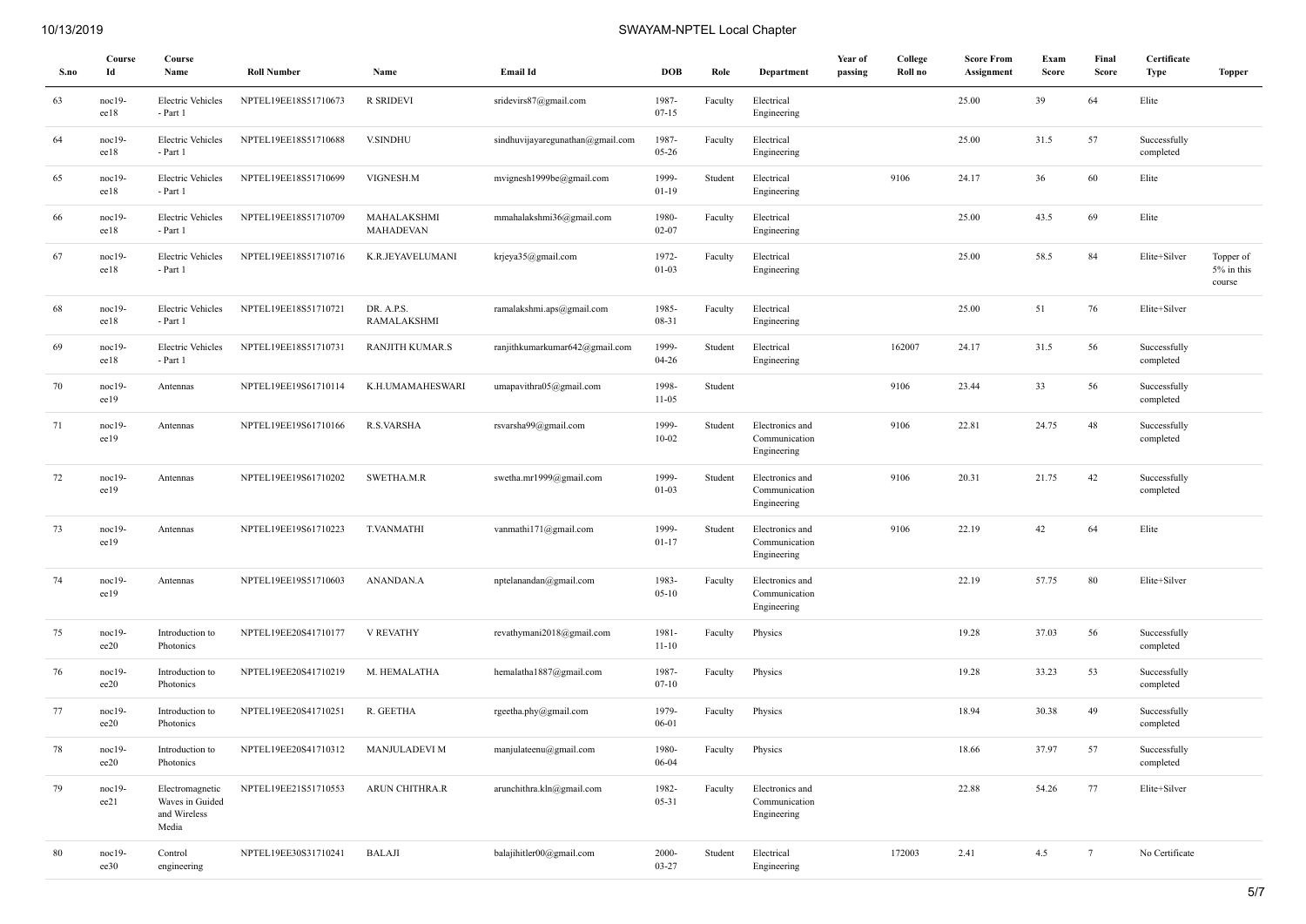| S.no | Course Id | Course Name | Roll Number | Name | Email Id | DOB | Role | Department | Year of passing | College Roll no | Score From Assignment | Exam Score | Final Score | Certificate Type | Topper |
|---|---|---|---|---|---|---|---|---|---|---|---|---|---|---|---|
| 63 | noc19-ee18 | Electric Vehicles - Part 1 | NPTEL19EE18S51710673 | R SRIDEVI | sridevirs87@gmail.com | 1987-07-15 | Faculty | Electrical Engineering | | | 25.00 | 39 | 64 | Elite | |
| 64 | noc19-ee18 | Electric Vehicles - Part 1 | NPTEL19EE18S51710688 | V.SINDHU | sindhuvijayaregunathan@gmail.com | 1987-05-26 | Faculty | Electrical Engineering | | | 25.00 | 31.5 | 57 | Successfully completed | |
| 65 | noc19-ee18 | Electric Vehicles - Part 1 | NPTEL19EE18S51710699 | VIGNESH.M | mvignesh1999be@gmail.com | 1999-01-19 | Student | Electrical Engineering | | 9106 | 24.17 | 36 | 60 | Elite | |
| 66 | noc19-ee18 | Electric Vehicles - Part 1 | NPTEL19EE18S51710709 | MAHALAKSHMI MAHADEVAN | mmahalakshmi36@gmail.com | 1980-02-07 | Faculty | Electrical Engineering | | | 25.00 | 43.5 | 69 | Elite | |
| 67 | noc19-ee18 | Electric Vehicles - Part 1 | NPTEL19EE18S51710716 | K.R.JEYAVELUMANI | krjeya35@gmail.com | 1972-01-03 | Faculty | Electrical Engineering | | | 25.00 | 58.5 | 84 | Elite+Silver | Topper of 5% in this course |
| 68 | noc19-ee18 | Electric Vehicles - Part 1 | NPTEL19EE18S51710721 | DR. A.P.S. RAMALAKSHMI | ramalakshmi.aps@gmail.com | 1985-08-31 | Faculty | Electrical Engineering | | | 25.00 | 51 | 76 | Elite+Silver | |
| 69 | noc19-ee18 | Electric Vehicles - Part 1 | NPTEL19EE18S51710731 | RANJITH KUMAR.S | ranjithkumarkumar642@gmail.com | 1999-04-26 | Student | Electrical Engineering | | 162007 | 24.17 | 31.5 | 56 | Successfully completed | |
| 70 | noc19-ee19 | Antennas | NPTEL19EE19S61710114 | K.H.UMAMAHESWARI | umapavithra05@gmail.com | 1998-11-05 | Student | | | 9106 | 23.44 | 33 | 56 | Successfully completed | |
| 71 | noc19-ee19 | Antennas | NPTEL19EE19S61710166 | R.S.VARSHA | rsvarsha99@gmail.com | 1999-10-02 | Student | Electronics and Communication Engineering | | 9106 | 22.81 | 24.75 | 48 | Successfully completed | |
| 72 | noc19-ee19 | Antennas | NPTEL19EE19S61710202 | SWETHA.M.R | swetha.mr1999@gmail.com | 1999-01-03 | Student | Electronics and Communication Engineering | | 9106 | 20.31 | 21.75 | 42 | Successfully completed | |
| 73 | noc19-ee19 | Antennas | NPTEL19EE19S61710223 | T.VANMATHI | vanmathi171@gmail.com | 1999-01-17 | Student | Electronics and Communication Engineering | | 9106 | 22.19 | 42 | 64 | Elite | |
| 74 | noc19-ee19 | Antennas | NPTEL19EE19S51710603 | ANANDAN.A | nptelanandan@gmail.com | 1983-05-10 | Faculty | Electronics and Communication Engineering | | | 22.19 | 57.75 | 80 | Elite+Silver | |
| 75 | noc19-ee20 | Introduction to Photonics | NPTEL19EE20S41710177 | V REVATHY | revathymani2018@gmail.com | 1981-11-10 | Faculty | Physics | | | 19.28 | 37.03 | 56 | Successfully completed | |
| 76 | noc19-ee20 | Introduction to Photonics | NPTEL19EE20S41710219 | M. HEMALATHA | hemalatha1887@gmail.com | 1987-07-10 | Faculty | Physics | | | 19.28 | 33.23 | 53 | Successfully completed | |
| 77 | noc19-ee20 | Introduction to Photonics | NPTEL19EE20S41710251 | R. GEETHA | rgeetha.phy@gmail.com | 1979-06-01 | Faculty | Physics | | | 18.94 | 30.38 | 49 | Successfully completed | |
| 78 | noc19-ee20 | Introduction to Photonics | NPTEL19EE20S41710312 | MANJULADEVI M | manjulateenu@gmail.com | 1980-06-04 | Faculty | Physics | | | 18.66 | 37.97 | 57 | Successfully completed | |
| 79 | noc19-ee21 | Electromagnetic Waves in Guided and Wireless Media | NPTEL19EE21S51710553 | ARUN CHITHRA.R | arunchithra.kln@gmail.com | 1982-05-31 | Faculty | Electronics and Communication Engineering | | | 22.88 | 54.26 | 77 | Elite+Silver | |
| 80 | noc19-ee30 | Control engineering | NPTEL19EE30S31710241 | BALAJI | balajihitler00@gmail.com | 2000-03-27 | Student | Electrical Engineering | | 172003 | 2.41 | 4.5 | 7 | No Certificate | |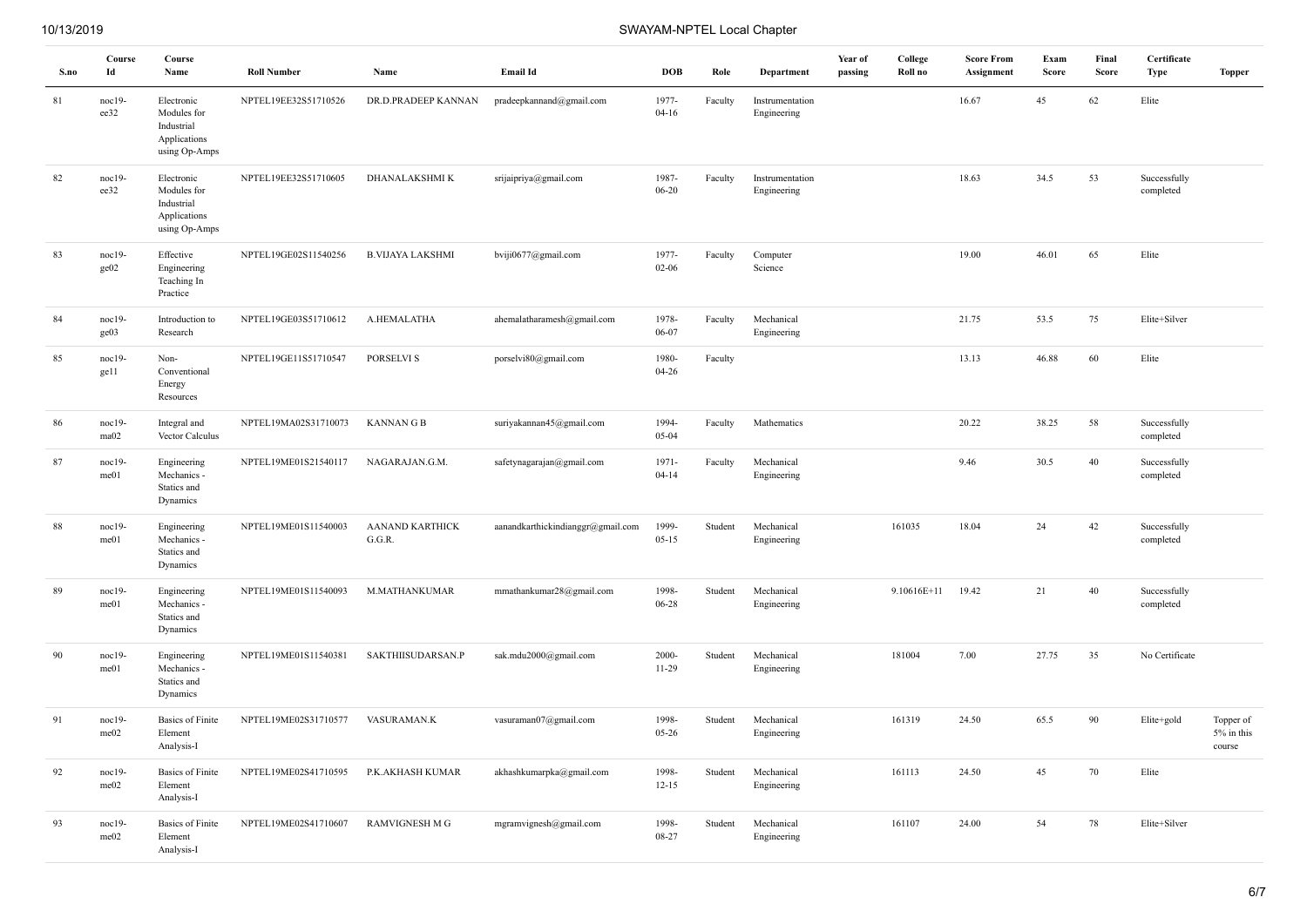| S.no | Course Id | Course Name | Roll Number | Name | Email Id | DOB | Role | Department | Year of passing | College Roll no | Score From Assignment | Exam Score | Final Score | Certificate Type | Topper |
|---|---|---|---|---|---|---|---|---|---|---|---|---|---|---|---|
| 81 | noc19-ee32 | Electronic Modules for Industrial Applications using Op-Amps | NPTEL19EE32S51710526 | DR.D.PRADEEP KANNAN | pradeepkannand@gmail.com | 1977-04-16 | Faculty | Instrumentation Engineering | | | 16.67 | 45 | 62 | Elite | |
| 82 | noc19-ee32 | Electronic Modules for Industrial Applications using Op-Amps | NPTEL19EE32S51710605 | DHANALAKSHMI K | srijaipriya@gmail.com | 1987-06-20 | Faculty | Instrumentation Engineering | | | 18.63 | 34.5 | 53 | Successfully completed | |
| 83 | noc19-ge02 | Effective Engineering Teaching In Practice | NPTEL19GE02S11540256 | B.VIJAYA LAKSHMI | bviji0677@gmail.com | 1977-02-06 | Faculty | Computer Science | | | 19.00 | 46.01 | 65 | Elite | |
| 84 | noc19-ge03 | Introduction to Research | NPTEL19GE03S51710612 | A.HEMALATHA | ahemalatharamesh@gmail.com | 1978-06-07 | Faculty | Mechanical Engineering | | | 21.75 | 53.5 | 75 | Elite+Silver | |
| 85 | noc19-ge11 | Non-Conventional Energy Resources | NPTEL19GE11S51710547 | PORSELVI S | porselvi80@gmail.com | 1980-04-26 | Faculty | | | | 13.13 | 46.88 | 60 | Elite | |
| 86 | noc19-ma02 | Integral and Vector Calculus | NPTEL19MA02S31710073 | KANNAN G B | suriyakannan45@gmail.com | 1994-05-04 | Faculty | Mathematics | | | 20.22 | 38.25 | 58 | Successfully completed | |
| 87 | noc19-me01 | Engineering Mechanics - Statics and Dynamics | NPTEL19ME01S21540117 | NAGARAJAN.G.M. | safetynagarajan@gmail.com | 1971-04-14 | Faculty | Mechanical Engineering | | | 9.46 | 30.5 | 40 | Successfully completed | |
| 88 | noc19-me01 | Engineering Mechanics - Statics and Dynamics | NPTEL19ME01S11540003 | AANAND KARTHICK G.G.R. | aanandkarthickindianggr@gmail.com | 1999-05-15 | Student | Mechanical Engineering | | 161035 | 18.04 | 24 | 42 | Successfully completed | |
| 89 | noc19-me01 | Engineering Mechanics - Statics and Dynamics | NPTEL19ME01S11540093 | M.MATHANKUMAR | mmathankumar28@gmail.com | 1998-06-28 | Student | Mechanical Engineering | | 9.10616E+11 | 19.42 | 21 | 40 | Successfully completed | |
| 90 | noc19-me01 | Engineering Mechanics - Statics and Dynamics | NPTEL19ME01S11540381 | SAKTHIISUDARSAN.P | sak.mdu2000@gmail.com | 2000-11-29 | Student | Mechanical Engineering | | 181004 | 7.00 | 27.75 | 35 | No Certificate | |
| 91 | noc19-me02 | Basics of Finite Element Analysis-I | NPTEL19ME02S31710577 | VASURAMAN.K | vasuraman07@gmail.com | 1998-05-26 | Student | Mechanical Engineering | | 161319 | 24.50 | 65.5 | 90 | Elite+gold | Topper of 5% in this course |
| 92 | noc19-me02 | Basics of Finite Element Analysis-I | NPTEL19ME02S41710595 | P.K.AKHASH KUMAR | akhashkumarpka@gmail.com | 1998-12-15 | Student | Mechanical Engineering | | 161113 | 24.50 | 45 | 70 | Elite | |
| 93 | noc19-me02 | Basics of Finite Element Analysis-I | NPTEL19ME02S41710607 | RAMVIGNESH M G | mgramvignesh@gmail.com | 1998-08-27 | Student | Mechanical Engineering | | 161107 | 24.00 | 54 | 78 | Elite+Silver | |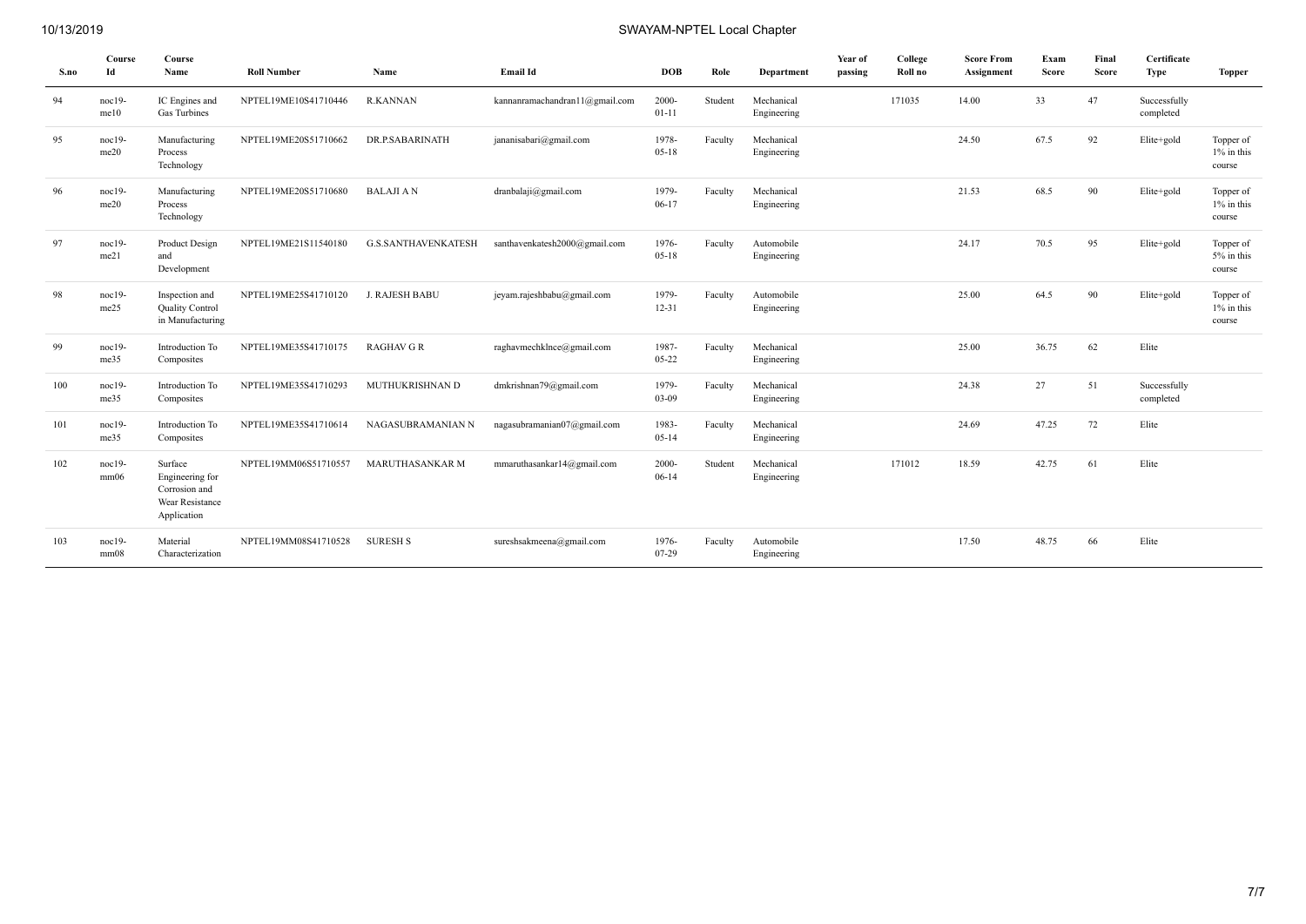| S.no | Course Id | Course Name | Roll Number | Name | Email Id | DOB | Role | Department | Year of passing | College Roll no | Score From Assignment | Exam Score | Final Score | Certificate Type | Topper |
|---|---|---|---|---|---|---|---|---|---|---|---|---|---|---|---|
| 94 | noc19-me10 | IC Engines and Gas Turbines | NPTEL19ME10S41710446 | R.KANNAN | kannanramachandran11@gmail.com | 2000-01-11 | Student | Mechanical Engineering | | 171035 | 14.00 | 33 | 47 | Successfully completed | |
| 95 | noc19-me20 | Manufacturing Process Technology | NPTEL19ME20S51710662 | DR.P.SABARINATH | jananisabari@gmail.com | 1978-05-18 | Faculty | Mechanical Engineering | | | 24.50 | 67.5 | 92 | Elite+gold | Topper of 1% in this course |
| 96 | noc19-me20 | Manufacturing Process Technology | NPTEL19ME20S51710680 | BALAJI A N | dranbalaji@gmail.com | 1979-06-17 | Faculty | Mechanical Engineering | | | 21.53 | 68.5 | 90 | Elite+gold | Topper of 1% in this course |
| 97 | noc19-me21 | Product Design and Development | NPTEL19ME21S11540180 | G.S.SANTHAVENKATESH | santhavenkatesh2000@gmail.com | 1976-05-18 | Faculty | Automobile Engineering | | | 24.17 | 70.5 | 95 | Elite+gold | Topper of 5% in this course |
| 98 | noc19-me25 | Inspection and Quality Control in Manufacturing | NPTEL19ME25S41710120 | J. RAJESH BABU | jeyam.rajeshbabu@gmail.com | 1979-12-31 | Faculty | Automobile Engineering | | | 25.00 | 64.5 | 90 | Elite+gold | Topper of 1% in this course |
| 99 | noc19-me35 | Introduction To Composites | NPTEL19ME35S41710175 | RAGHAV G R | raghavmechklnce@gmail.com | 1987-05-22 | Faculty | Mechanical Engineering | | | 25.00 | 36.75 | 62 | Elite | |
| 100 | noc19-me35 | Introduction To Composites | NPTEL19ME35S41710293 | MUTHUKRISHNAN D | dmkrishnan79@gmail.com | 1979-03-09 | Faculty | Mechanical Engineering | | | 24.38 | 27 | 51 | Successfully completed | |
| 101 | noc19-me35 | Introduction To Composites | NPTEL19ME35S41710614 | NAGASUBRAMANIAN N | nagasubramanian07@gmail.com | 1983-05-14 | Faculty | Mechanical Engineering | | | 24.69 | 47.25 | 72 | Elite | |
| 102 | noc19-mm06 | Surface Engineering for Corrosion and Wear Resistance Application | NPTEL19MM06S51710557 | MARUTHASANKAR M | mmaruthasankar14@gmail.com | 2000-06-14 | Student | Mechanical Engineering | | 171012 | 18.59 | 42.75 | 61 | Elite | |
| 103 | noc19-mm08 | Material Characterization | NPTEL19MM08S41710528 | SURESH S | sureshsakmeena@gmail.com | 1976-07-29 | Faculty | Automobile Engineering | | | 17.50 | 48.75 | 66 | Elite | |